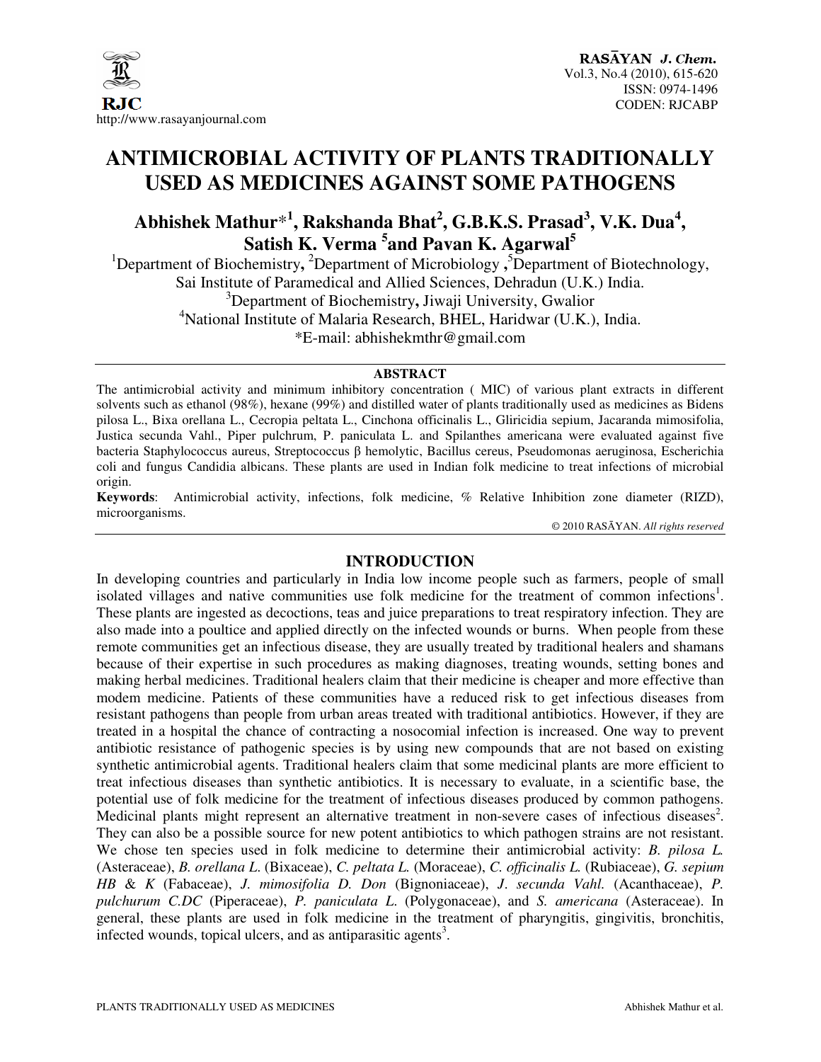# ANTIMICROBIAL ACTIVITY OF PLANTS TRADITIONALLY USED AS MEDICINES AGAINST SOME PATHOGENS

**Abhishek Mathur*[1], Rakshanda Bhat[2], G.B.K.S. Prasad[3], V.K. Dua[4], Satish K. Verma [5] and Pavan K. Agarwal[5]**

[1]Department of Biochemistry, [2]Department of Microbiology, [5]Department of Biotechnology, Sai Institute of Paramedical and Allied Sciences, Dehradun (U.K.) India.
[3]Department of Biochemistry, Jiwaji University, Gwalior
[4]National Institute of Malaria Research, BHEL, Haridwar (U.K.), India.
*E-mail: abhishekmthr@gmail.com

## ABSTRACT

The antimicrobial activity and minimum inhibitory concentration ( MIC) of various plant extracts in different solvents such as ethanol (98%), hexane (99%) and distilled water of plants traditionally used as medicines as Bidens pilosa L., Bixa orellana L., Cecropia peltata L., Cinchona officinalis L., Gliricidia sepium, Jacaranda mimosifolia, Justica secunda Vahl., Piper pulchrum, P. paniculata L. and Spilanthes americana were evaluated against five bacteria Staphylococcus aureus, Streptococcus β hemolytic, Bacillus cereus, Pseudomonas aeruginosa, Escherichia coli and fungus Candidia albicans. These plants are used in Indian folk medicine to treat infections of microbial origin.

**Keywords**: Antimicrobial activity, infections, folk medicine, % Relative Inhibition zone diameter (RIZD), microorganisms.

© 2010 RASĀYAN. *All rights reserved*

## INTRODUCTION

In developing countries and particularly in India low income people such as farmers, people of small isolated villages and native communities use folk medicine for the treatment of common infections[1]. These plants are ingested as decoctions, teas and juice preparations to treat respiratory infection. They are also made into a poultice and applied directly on the infected wounds or burns. When people from these remote communities get an infectious disease, they are usually treated by traditional healers and shamans because of their expertise in such procedures as making diagnoses, treating wounds, setting bones and making herbal medicines. Traditional healers claim that their medicine is cheaper and more effective than modem medicine. Patients of these communities have a reduced risk to get infectious diseases from resistant pathogens than people from urban areas treated with traditional antibiotics. However, if they are treated in a hospital the chance of contracting a nosocomial infection is increased. One way to prevent antibiotic resistance of pathogenic species is by using new compounds that are not based on existing synthetic antimicrobial agents. Traditional healers claim that some medicinal plants are more efficient to treat infectious diseases than synthetic antibiotics. It is necessary to evaluate, in a scientific base, the potential use of folk medicine for the treatment of infectious diseases produced by common pathogens. Medicinal plants might represent an alternative treatment in non-severe cases of infectious diseases[2]. They can also be a possible source for new potent antibiotics to which pathogen strains are not resistant. We chose ten species used in folk medicine to determine their antimicrobial activity: *B. pilosa L.* (Asteraceae), *B. orellana L.* (Bixaceae), *C. peltata L.* (Moraceae), *C. officinalis L.* (Rubiaceae), *G. sepium HB* & *K* (Fabaceae), *J. mimosifolia D. Don* (Bignoniaceae), *J. secunda Vahl.* (Acanthaceae), *P. pulchurum C.DC* (Piperaceae), *P. paniculata L.* (Polygonaceae), and *S. americana* (Asteraceae). In general, these plants are used in folk medicine in the treatment of pharyngitis, gingivitis, bronchitis, infected wounds, topical ulcers, and as antiparasitic agents[3].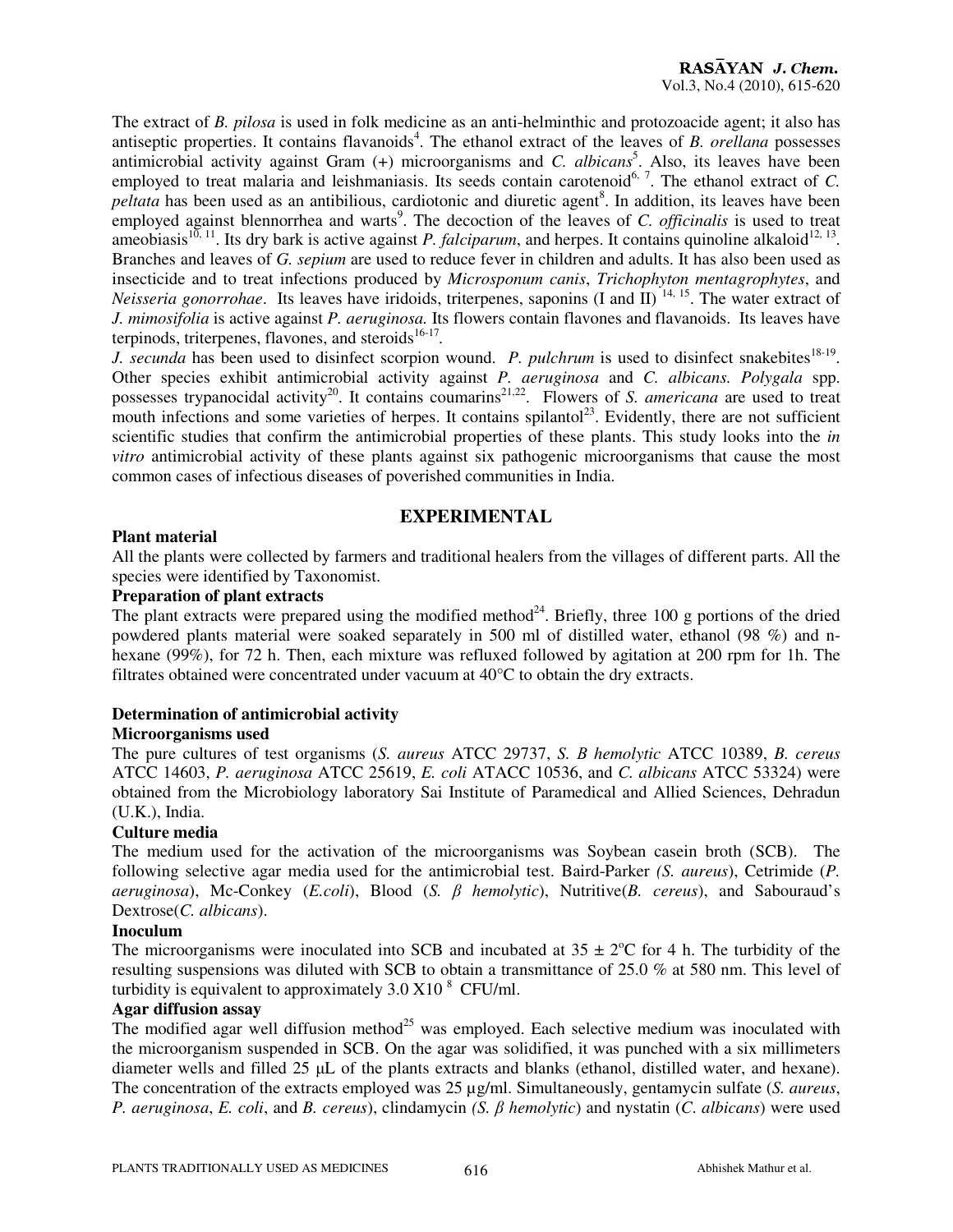The extract of *B. pilosa* is used in folk medicine as an anti-helminthic and protozoacide agent; it also has antiseptic properties. It contains flavanoids[4]. The ethanol extract of the leaves of *B. orellana* possesses antimicrobial activity against Gram (+) microorganisms and *C. albicans*[5]. Also, its leaves have been employed to treat malaria and leishmaniasis. Its seeds contain carotenoid[6, 7]. The ethanol extract of *C. peltata* has been used as an antibilious, cardiotonic and diuretic agent[8]. In addition, its leaves have been employed against blennorrhea and warts[9]. The decoction of the leaves of *C. officinalis* is used to treat ameobiasis[10, 11]. Its dry bark is active against *P. falciparum*, and herpes. It contains quinoline alkaloid[12, 13]. Branches and leaves of *G. sepium* are used to reduce fever in children and adults. It has also been used as insecticide and to treat infections produced by *Microsponum canis*, *Trichophyton mentagrophytes*, and *Neisseria gonorrohae*. Its leaves have iridoids, triterpenes, saponins (I and II) [14, 15]. The water extract of *J. mimosifolia* is active against *P. aeruginosa.* Its flowers contain flavones and flavanoids. Its leaves have terpinods, triterpenes, flavones, and steroids[16-17].

*J. secunda* has been used to disinfect scorpion wound. *P. pulchrum* is used to disinfect snakebites[18-19]. Other species exhibit antimicrobial activity against *P. aeruginosa* and *C. albicans. Polygala* spp. possesses trypanocidal activity[20]. It contains coumarins[21,22]. Flowers of *S. americana* are used to treat mouth infections and some varieties of herpes. It contains spilantol[23]. Evidently, there are not sufficient scientific studies that confirm the antimicrobial properties of these plants. This study looks into the *in vitro* antimicrobial activity of these plants against six pathogenic microorganisms that cause the most common cases of infectious diseases of poverished communities in India.

## EXPERIMENTAL

### Plant material

All the plants were collected by farmers and traditional healers from the villages of different parts. All the species were identified by Taxonomist.

### Preparation of plant extracts

The plant extracts were prepared using the modified method[24]. Briefly, three 100 g portions of the dried powdered plants material were soaked separately in 500 ml of distilled water, ethanol (98 %) and n-hexane (99%), for 72 h. Then, each mixture was refluxed followed by agitation at 200 rpm for 1h. The filtrates obtained were concentrated under vacuum at 40°C to obtain the dry extracts.

### Determination of antimicrobial activity

#### Microorganisms used

The pure cultures of test organisms (*S. aureus* ATCC 29737, *S. B hemolytic* ATCC 10389, *B. cereus* ATCC 14603, *P. aeruginosa* ATCC 25619, *E. coli* ATACC 10536, and *C. albicans* ATCC 53324) were obtained from the Microbiology laboratory Sai Institute of Paramedical and Allied Sciences, Dehradun (U.K.), India.

#### Culture media

The medium used for the activation of the microorganisms was Soybean casein broth (SCB). The following selective agar media used for the antimicrobial test. Baird-Parker *(S. aureus*), Cetrimide (*P. aeruginosa*), Mc-Conkey (*E.coli*), Blood (*S. β hemolytic*), Nutritive(*B. cereus*), and Sabouraud's Dextrose(*C. albicans*).

#### Inoculum

The microorganisms were inoculated into SCB and incubated at $35 \pm 2$°C for 4 h. The turbidity of the resulting suspensions was diluted with SCB to obtain a transmittance of 25.0 % at 580 nm. This level of turbidity is equivalent to approximately $3.0 \times 10^{8}$ CFU/ml.

#### Agar diffusion assay

The modified agar well diffusion method[25] was employed. Each selective medium was inoculated with the microorganism suspended in SCB. On the agar was solidified, it was punched with a six millimeters diameter wells and filled 25 μL of the plants extracts and blanks (ethanol, distilled water, and hexane). The concentration of the extracts employed was 25 µg/ml. Simultaneously, gentamycin sulfate (*S. aureus*, *P. aeruginosa*, *E. coli*, and *B. cereus*), clindamycin *(S. β hemolytic*) and nystatin (*C. albicans*) were used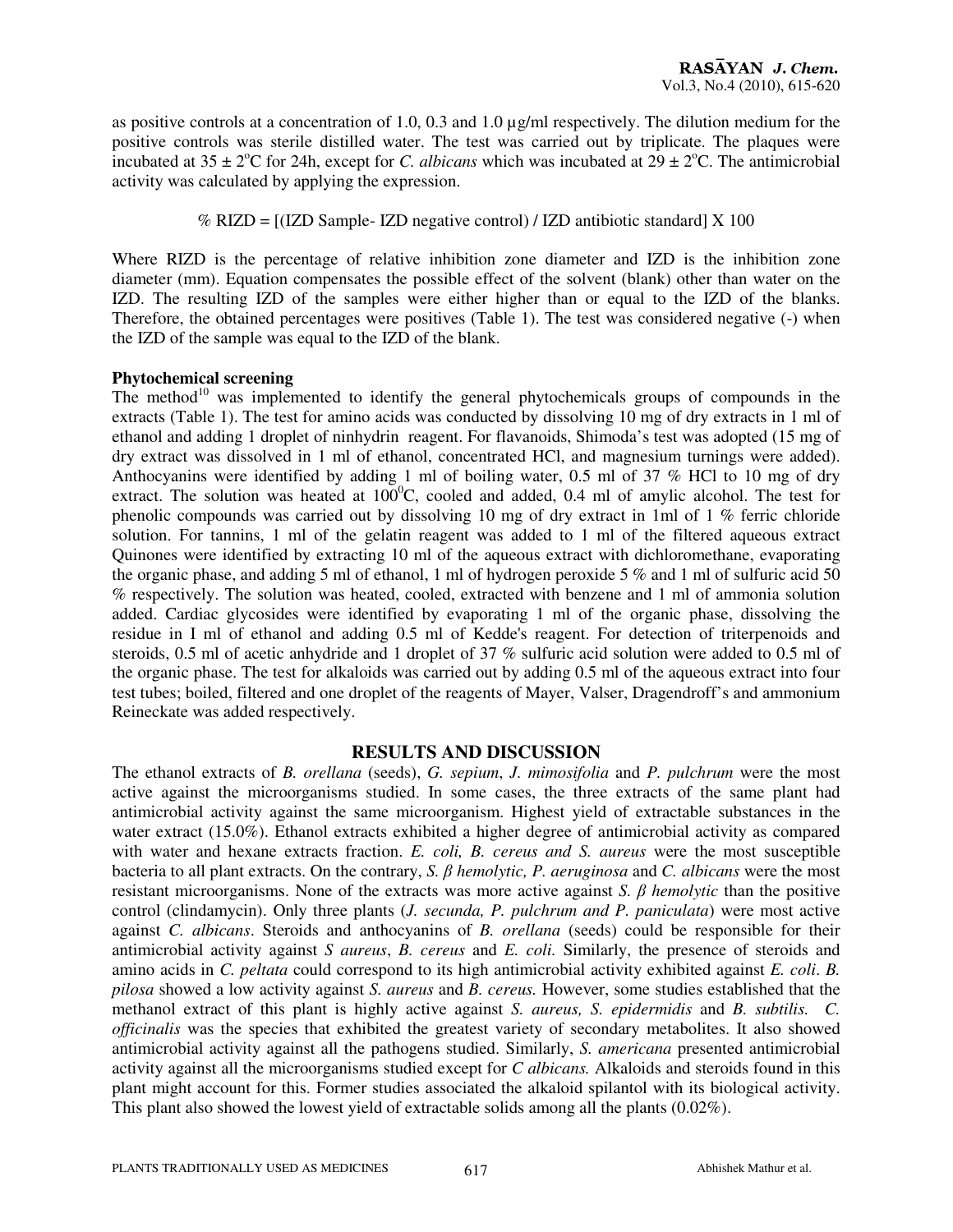as positive controls at a concentration of 1.0, 0.3 and 1.0 µg/ml respectively. The dilution medium for the positive controls was sterile distilled water. The test was carried out by triplicate. The plaques were incubated at $35 \pm 2^oC$ for 24h, except for *C. albicans* which was incubated at $29 \pm 2^oC$. The antimicrobial activity was calculated by applying the expression.

$$\% \text{ RIZD} = [(\text{IZD Sample} - \text{IZD negative control}) / \text{IZD antibiotic standard}] \times 100$$

Where RIZD is the percentage of relative inhibition zone diameter and IZD is the inhibition zone diameter (mm). Equation compensates the possible effect of the solvent (blank) other than water on the IZD. The resulting IZD of the samples were either higher than or equal to the IZD of the blanks. Therefore, the obtained percentages were positives (Table 1). The test was considered negative (-) when the IZD of the sample was equal to the IZD of the blank.

**Phytochemical screening**

The method[10] was implemented to identify the general phytochemicals groups of compounds in the extracts (Table 1). The test for amino acids was conducted by dissolving 10 mg of dry extracts in 1 ml of ethanol and adding 1 droplet of ninhydrin reagent. For flavanoids, Shimoda's test was adopted (15 mg of dry extract was dissolved in 1 ml of ethanol, concentrated HCl, and magnesium turnings were added). Anthocyanins were identified by adding 1 ml of boiling water, 0.5 ml of 37 % HCl to 10 mg of dry extract. The solution was heated at $100^0C$, cooled and added, 0.4 ml of amylic alcohol. The test for phenolic compounds was carried out by dissolving 10 mg of dry extract in 1ml of 1 % ferric chloride solution. For tannins, 1 ml of the gelatin reagent was added to 1 ml of the filtered aqueous extract Quinones were identified by extracting 10 ml of the aqueous extract with dichloromethane, evaporating the organic phase, and adding 5 ml of ethanol, 1 ml of hydrogen peroxide 5 % and 1 ml of sulfuric acid 50 % respectively. The solution was heated, cooled, extracted with benzene and 1 ml of ammonia solution added. Cardiac glycosides were identified by evaporating 1 ml of the organic phase, dissolving the residue in I ml of ethanol and adding 0.5 ml of Kedde's reagent. For detection of triterpenoids and steroids, 0.5 ml of acetic anhydride and 1 droplet of 37 % sulfuric acid solution were added to 0.5 ml of the organic phase. The test for alkaloids was carried out by adding 0.5 ml of the aqueous extract into four test tubes; boiled, filtered and one droplet of the reagents of Mayer, Valser, Dragendroff's and ammonium Reineckate was added respectively.

## RESULTS AND DISCUSSION

The ethanol extracts of *B. orellana* (seeds), *G. sepium*, *J. mimosifolia* and *P. pulchrum* were the most active against the microorganisms studied. In some cases, the three extracts of the same plant had antimicrobial activity against the same microorganism. Highest yield of extractable substances in the water extract (15.0%). Ethanol extracts exhibited a higher degree of antimicrobial activity as compared with water and hexane extracts fraction. *E. coli, B. cereus and S. aureus* were the most susceptible bacteria to all plant extracts. On the contrary, *S. β hemolytic, P. aeruginosa* and *C. albicans* were the most resistant microorganisms. None of the extracts was more active against *S. β hemolytic* than the positive control (clindamycin). Only three plants (*J. secunda, P. pulchrum and P. paniculata*) were most active against *C. albicans*. Steroids and anthocyanins of *B. orellana* (seeds) could be responsible for their antimicrobial activity against *S aureus*, *B. cereus* and *E. coli.* Similarly, the presence of steroids and amino acids in *C. peltata* could correspond to its high antimicrobial activity exhibited against *E. coli*. *B. pilosa* showed a low activity against *S. aureus* and *B. cereus.* However, some studies established that the methanol extract of this plant is highly active against *S. aureus, S. epidermidis* and *B. subtilis.* *C. officinalis* was the species that exhibited the greatest variety of secondary metabolites. It also showed antimicrobial activity against all the pathogens studied. Similarly, *S. americana* presented antimicrobial activity against all the microorganisms studied except for *C albicans.* Alkaloids and steroids found in this plant might account for this. Former studies associated the alkaloid spilantol with its biological activity. This plant also showed the lowest yield of extractable solids among all the plants (0.02%).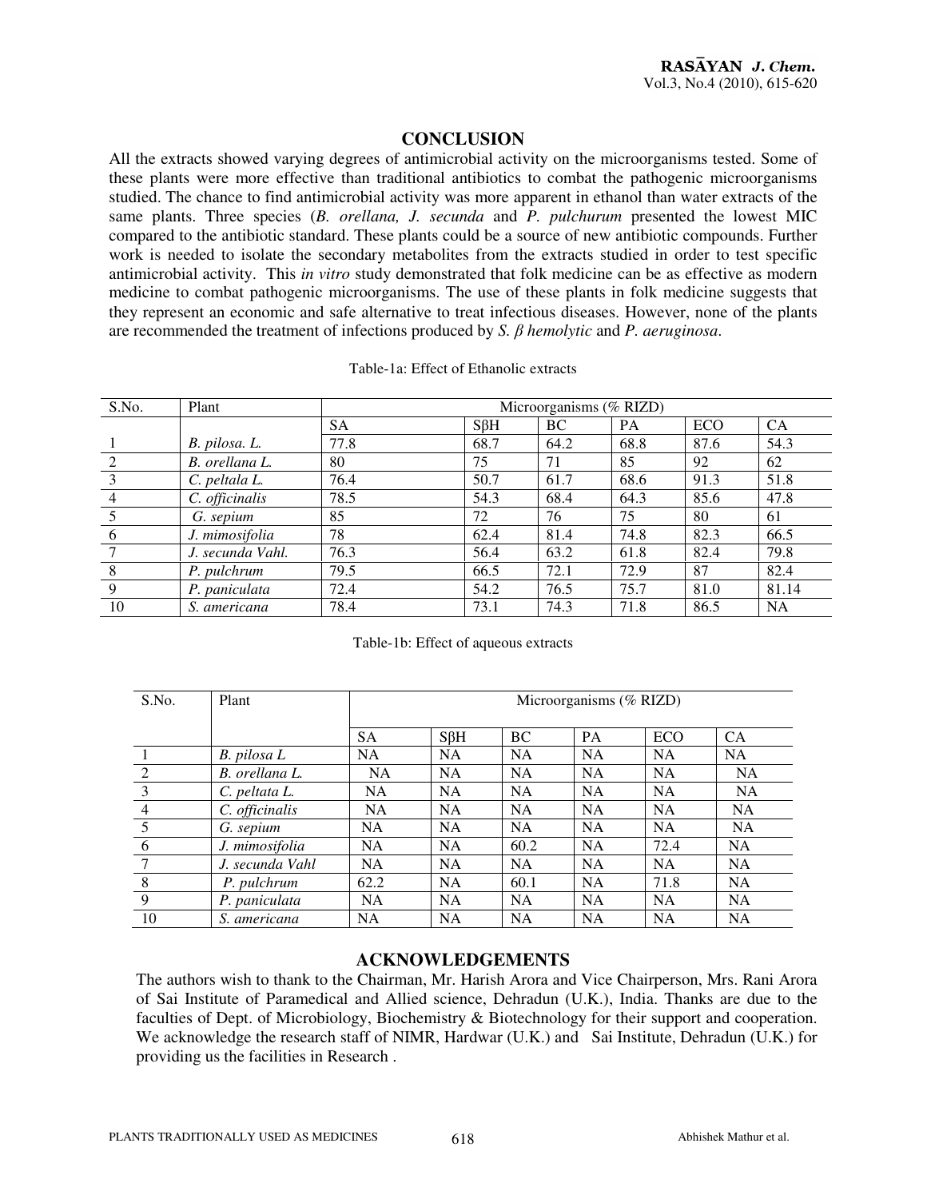## CONCLUSION

All the extracts showed varying degrees of antimicrobial activity on the microorganisms tested. Some of these plants were more effective than traditional antibiotics to combat the pathogenic microorganisms studied. The chance to find antimicrobial activity was more apparent in ethanol than water extracts of the same plants. Three species (*B. orellana, J. secunda* and *P. pulchurum* presented the lowest MIC compared to the antibiotic standard. These plants could be a source of new antibiotic compounds. Further work is needed to isolate the secondary metabolites from the extracts studied in order to test specific antimicrobial activity. This *in vitro* study demonstrated that folk medicine can be as effective as modern medicine to combat pathogenic microorganisms. The use of these plants in folk medicine suggests that they represent an economic and safe alternative to treat infectious diseases. However, none of the plants are recommended the treatment of infections produced by *S. β hemolytic* and *P. aeruginosa*.

Table-1a: Effect of Ethanolic extracts

| S.No. | Plant | Microorganisms (% RIZD) | | | | | |
|---|---|---|---|---|---|---|---|
| | | SA | SβH | BC | PA | ECO | CA |
| 1 | *B. pilosa. L.* | 77.8 | 68.7 | 64.2 | 68.8 | 87.6 | 54.3 |
| 2 | *B. orellana L.* | 80 | 75 | 71 | 85 | 92 | 62 |
| 3 | *C. peltala L.* | 76.4 | 50.7 | 61.7 | 68.6 | 91.3 | 51.8 |
| 4 | *C. officinalis* | 78.5 | 54.3 | 68.4 | 64.3 | 85.6 | 47.8 |
| 5 | *G. sepium* | 85 | 72 | 76 | 75 | 80 | 61 |
| 6 | *J. mimosifolia* | 78 | 62.4 | 81.4 | 74.8 | 82.3 | 66.5 |
| 7 | *J. secunda Vahl.* | 76.3 | 56.4 | 63.2 | 61.8 | 82.4 | 79.8 |
| 8 | *P. pulchrum* | 79.5 | 66.5 | 72.1 | 72.9 | 87 | 82.4 |
| 9 | *P. paniculata* | 72.4 | 54.2 | 76.5 | 75.7 | 81.0 | 81.14 |
| 10 | *S. americana* | 78.4 | 73.1 | 74.3 | 71.8 | 86.5 | NA |

Table-1b: Effect of aqueous extracts

| S.No. | Plant | Microorganisms (% RIZD) | | | | | |
|---|---|---|---|---|---|---|---|
| | | SA | SβH | BC | PA | ECO | CA |
| 1 | *B. pilosa L* | NA | NA | NA | NA | NA | NA |
| 2 | *B. orellana L.* | NA | NA | NA | NA | NA | NA |
| 3 | *C. peltata L.* | NA | NA | NA | NA | NA | NA |
| 4 | *C. officinalis* | NA | NA | NA | NA | NA | NA |
| 5 | *G. sepium* | NA | NA | NA | NA | NA | NA |
| 6 | *J. mimosifolia* | NA | NA | 60.2 | NA | 72.4 | NA |
| 7 | *J. secunda Vahl* | NA | NA | NA | NA | NA | NA |
| 8 | *P. pulchrum* | 62.2 | NA | 60.1 | NA | 71.8 | NA |
| 9 | *P. paniculata* | NA | NA | NA | NA | NA | NA |
| 10 | *S. americana* | NA | NA | NA | NA | NA | NA |

## ACKNOWLEDGEMENTS

The authors wish to thank to the Chairman, Mr. Harish Arora and Vice Chairperson, Mrs. Rani Arora of Sai Institute of Paramedical and Allied science, Dehradun (U.K.), India. Thanks are due to the faculties of Dept. of Microbiology, Biochemistry & Biotechnology for their support and cooperation. We acknowledge the research staff of NIMR, Hardwar (U.K.) and Sai Institute, Dehradun (U.K.) for providing us the facilities in Research .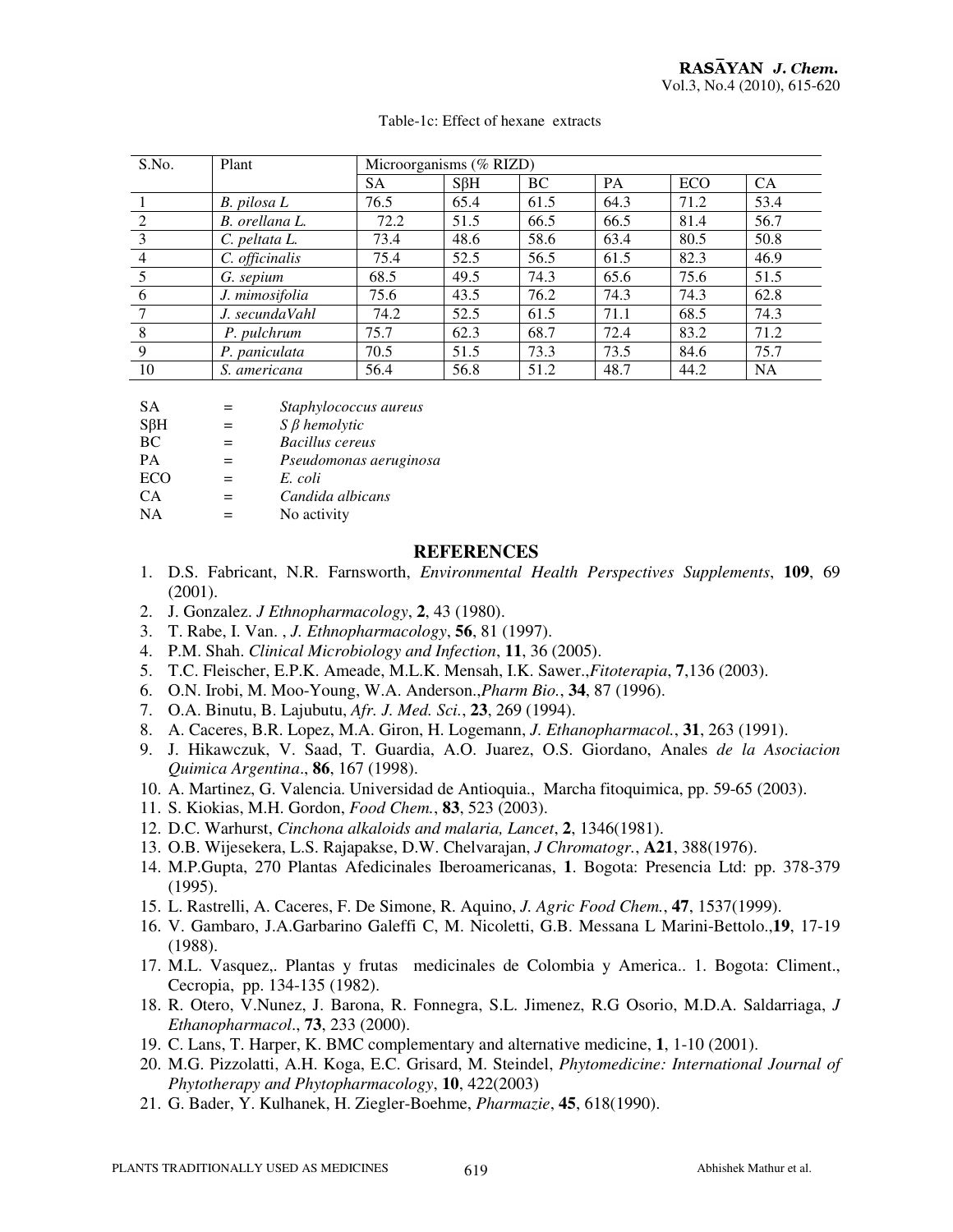Table-1c: Effect of hexane extracts

| S.No. | Plant | Microorganisms (% RIZD) | | | | | |
|---|---|---|---|---|---|---|---|
| | | SA | SβH | BC | PA | ECO | CA |
| 1 | *B. pilosa L* | 76.5 | 65.4 | 61.5 | 64.3 | 71.2 | 53.4 |
| 2 | *B. orellana L.* | 72.2 | 51.5 | 66.5 | 66.5 | 81.4 | 56.7 |
| 3 | *C. peltata L.* | 73.4 | 48.6 | 58.6 | 63.4 | 80.5 | 50.8 |
| 4 | *C. officinalis* | 75.4 | 52.5 | 56.5 | 61.5 | 82.3 | 46.9 |
| 5 | *G. sepium* | 68.5 | 49.5 | 74.3 | 65.6 | 75.6 | 51.5 |
| 6 | *J. mimosifolia* | 75.6 | 43.5 | 76.2 | 74.3 | 74.3 | 62.8 |
| 7 | *J. secundaVahl* | 74.2 | 52.5 | 61.5 | 71.1 | 68.5 | 74.3 |
| 8 | *P. pulchrum* | 75.7 | 62.3 | 68.7 | 72.4 | 83.2 | 71.2 |
| 9 | *P. paniculata* | 70.5 | 51.5 | 73.3 | 73.5 | 84.6 | 75.7 |
| 10 | *S. americana* | 56.4 | 56.8 | 51.2 | 48.7 | 44.2 | NA |

SA = *Staphylococcus aureus*
SβH = *S β hemolytic*
BC = *Bacillus cereus*
PA = *Pseudomonas aeruginosa*
ECO = *E. coli*
CA = *Candida albicans*
NA = No activity

## REFERENCES

1. D.S. Fabricant, N.R. Farnsworth, *Environmental Health Perspectives Supplements*, **109**, 69 (2001).
2. J. Gonzalez. *J Ethnopharmacology*, **2**, 43 (1980).
3. T. Rabe, I. Van. , *J. Ethnopharmacology*, **56**, 81 (1997).
4. P.M. Shah. *Clinical Microbiology and Infection*, **11**, 36 (2005).
5. T.C. Fleischer, E.P.K. Ameade, M.L.K. Mensah, I.K. Sawer.,*Fitoterapia*, **7**,136 (2003).
6. O.N. Irobi, M. Moo-Young, W.A. Anderson.,*Pharm Bio.*, **34**, 87 (1996).
7. O.A. Binutu, B. Lajubutu, *Afr. J. Med. Sci.*, **23**, 269 (1994).
8. A. Caceres, B.R. Lopez, M.A. Giron, H. Logemann, *J. Ethanopharmacol.*, **31**, 263 (1991).
9. J. Hikawczuk, V. Saad, T. Guardia, A.O. Juarez, O.S. Giordano, Anales *de la Asociacion Quimica Argentina*., **86**, 167 (1998).
10. A. Martinez, G. Valencia. Universidad de Antioquia., Marcha fitoquimica, pp. 59-65 (2003).
11. S. Kiokias, M.H. Gordon, *Food Chem.*, **83**, 523 (2003).
12. D.C. Warhurst, *Cinchona alkaloids and malaria, Lancet*, **2**, 1346(1981).
13. O.B. Wijesekera, L.S. Rajapakse, D.W. Chelvarajan, *J Chromatogr.*, **A21**, 388(1976).
14. M.P.Gupta, 270 Plantas Afedicinales Iberoamericanas, **1**. Bogota: Presencia Ltd: pp. 378-379 (1995).
15. L. Rastrelli, A. Caceres, F. De Simone, R. Aquino, *J. Agric Food Chem.*, **47**, 1537(1999).
16. V. Gambaro, J.A.Garbarino Galeffi C, M. Nicoletti, G.B. Messana L Marini-Bettolo.,**19**, 17-19 (1988).
17. M.L. Vasquez,. Plantas y frutas medicinales de Colombia y America.. 1. Bogota: Climent., Cecropia, pp. 134-135 (1982).
18. R. Otero, V.Nunez, J. Barona, R. Fonnegra, S.L. Jimenez, R.G Osorio, M.D.A. Saldarriaga, *J Ethanopharmacol*., **73**, 233 (2000).
19. C. Lans, T. Harper, K. BMC complementary and alternative medicine, **1**, 1-10 (2001).
20. M.G. Pizzolatti, A.H. Koga, E.C. Grisard, M. Steindel, *Phytomedicine: International Journal of Phytotherapy and Phytopharmacology*, **10**, 422(2003)
21. G. Bader, Y. Kulhanek, H. Ziegler-Boehme, *Pharmazie*, **45**, 618(1990).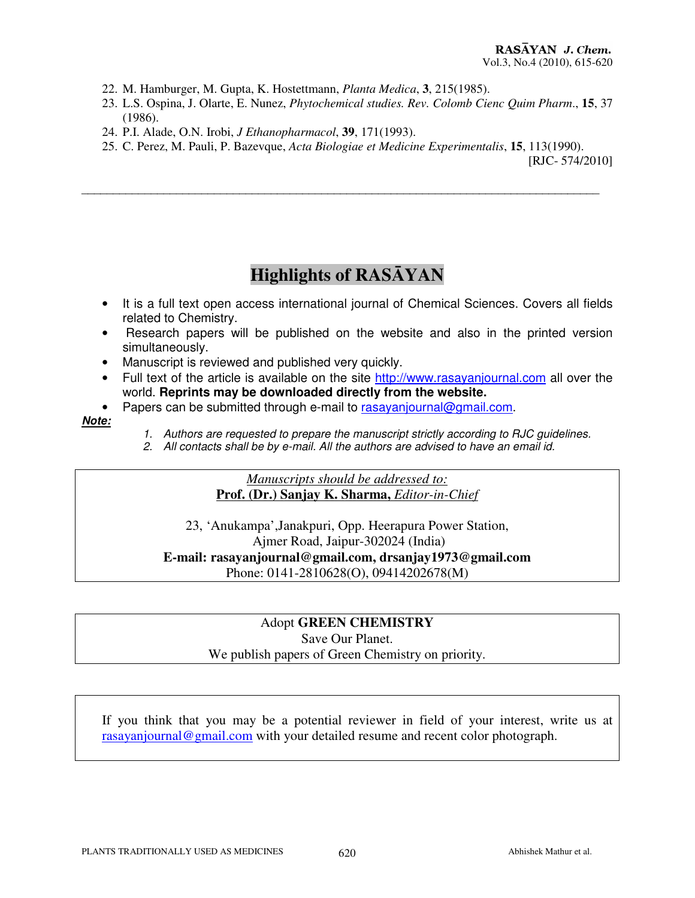22. M. Hamburger, M. Gupta, K. Hostettmann, *Planta Medica*, **3**, 215(1985).
23. L.S. Ospina, J. Olarte, E. Nunez, *Phytochemical studies. Rev. Colomb Cienc Quim Pharm.*, **15**, 37 (1986).
24. P.I. Alade, O.N. Irobi, *J Ethanopharmacol*, **39**, 171(1993).
25. C. Perez, M. Pauli, P. Bazevque, *Acta Biologiae et Medicine Experimentalis*, **15**, 113(1990).

[RJC- 574/2010]

---

## Highlights of RASĀYAN

- It is a full text open access international journal of Chemical Sciences. Covers all fields related to Chemistry.
- Research papers will be published on the website and also in the printed version simultaneously.
- Manuscript is reviewed and published very quickly.
- Full text of the article is available on the site http://www.rasayanjournal.com all over the world. **Reprints may be downloaded directly from the website.**
- Papers can be submitted through e-mail to rasayanjournal@gmail.com.

***Note:***

1. *Authors are requested to prepare the manuscript strictly according to RJC guidelines.*
2. *All contacts shall be by e-mail. All the authors are advised to have an email id.*

*Manuscripts should be addressed to:*
**Prof. (Dr.) Sanjay K. Sharma,** *Editor-in-Chief*

23, 'Anukampa',Janakpuri, Opp. Heerapura Power Station,
Ajmer Road, Jaipur-302024 (India)
**E-mail: rasayanjournal@gmail.com, drsanjay1973@gmail.com**
Phone: 0141-2810628(O), 09414202678(M)

Adopt **GREEN CHEMISTRY**
Save Our Planet.
We publish papers of Green Chemistry on priority.

If you think that you may be a potential reviewer in field of your interest, write us at rasayanjournal@gmail.com with your detailed resume and recent color photograph.